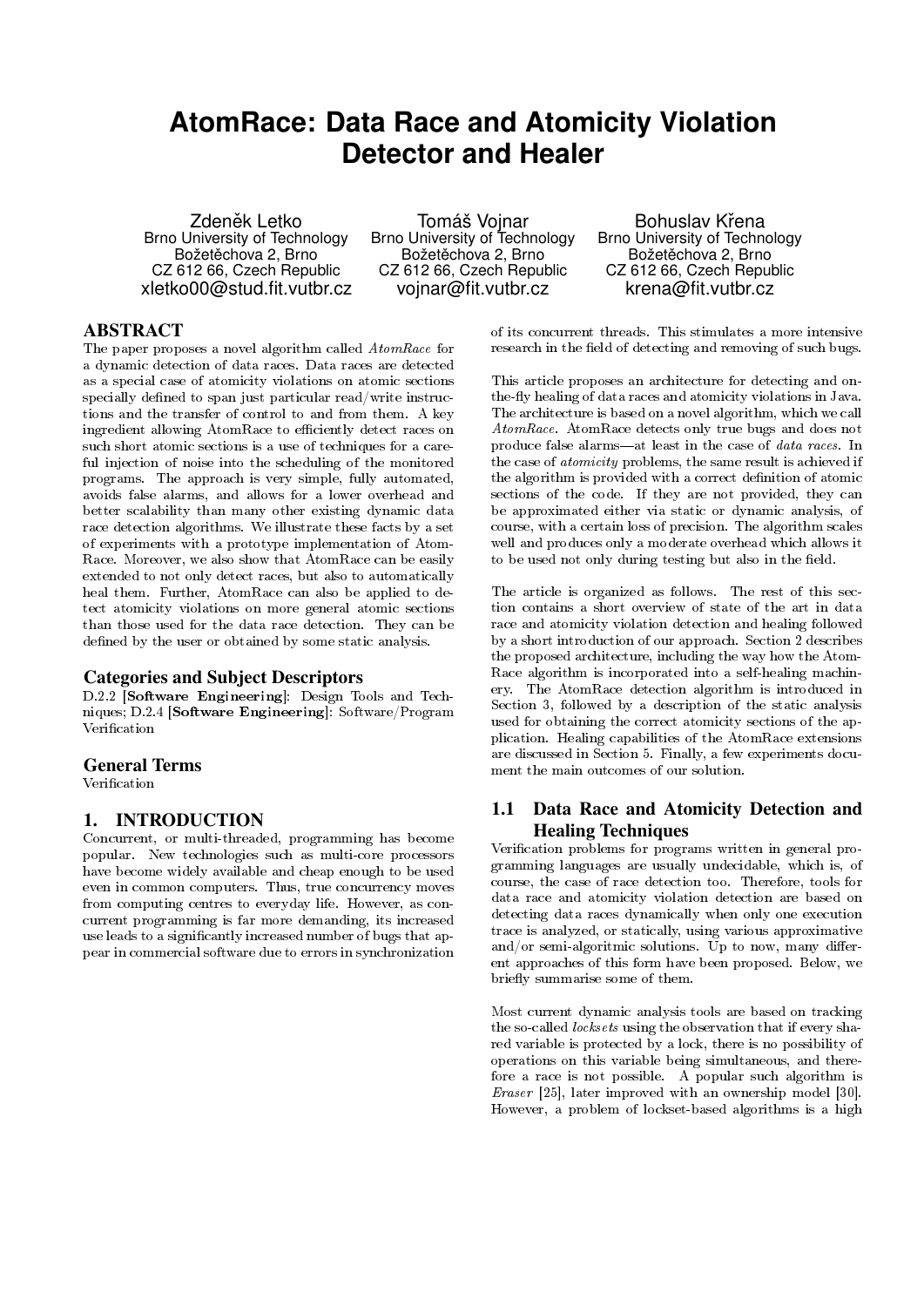# AtomRace: Data Race and Atomicity Violation Detector and Healer

Zdeněk Letko
Brno University of Technology
Božetěchova 2, Brno
CZ 612 66, Czech Republic
xletko00@stud.fit.vutbr.cz

Tomáš Vojnar
Brno University of Technology
Božetěchova 2, Brno
CZ 612 66, Czech Republic
vojnar@fit.vutbr.cz

Bohuslav Křena
Brno University of Technology
Božetěchova 2, Brno
CZ 612 66, Czech Republic
krena@fit.vutbr.cz

## ABSTRACT

The paper proposes a novel algorithm called *AtomRace* for a dynamic detection of data races. Data races are detected as a special case of atomicity violations on atomic sections specially defined to span just particular read/write instructions and the transfer of control to and from them. A key ingredient allowing AtomRace to efficiently detect races on such short atomic sections is a use of techniques for a careful injection of noise into the scheduling of the monitored programs. The approach is very simple, fully automated, avoids false alarms, and allows for a lower overhead and better scalability than many other existing dynamic data race detection algorithms. We illustrate these facts by a set of experiments with a prototype implementation of AtomRace. Moreover, we also show that AtomRace can be easily extended to not only detect races, but also to automatically heal them. Further, AtomRace can also be applied to detect atomicity violations on more general atomic sections than those used for the data race detection. They can be defined by the user or obtained by some static analysis.

### Categories and Subject Descriptors

D.2.2 [**Software Engineering**]: Design Tools and Techniques; D.2.4 [**Software Engineering**]: Software/Program Verification

### General Terms

Verification

## 1. INTRODUCTION

Concurrent, or multi-threaded, programming has become popular. New technologies such as multi-core processors have become widely available and cheap enough to be used even in common computers. Thus, true concurrency moves from computing centres to everyday life. However, as concurrent programming is far more demanding, its increased use leads to a significantly increased number of bugs that appear in commercial software due to errors in synchronization of its concurrent threads. This stimulates a more intensive research in the field of detecting and removing of such bugs.

This article proposes an architecture for detecting and on-the-fly healing of data races and atomicity violations in Java. The architecture is based on a novel algorithm, which we call *AtomRace*. AtomRace detects only true bugs and does not produce false alarms—at least in the case of *data races*. In the case of *atomicity* problems, the same result is achieved if the algorithm is provided with a correct definition of atomic sections of the code. If they are not provided, they can be approximated either via static or dynamic analysis, of course, with a certain loss of precision. The algorithm scales well and produces only a moderate overhead which allows it to be used not only during testing but also in the field.

The article is organized as follows. The rest of this section contains a short overview of state of the art in data race and atomicity violation detection and healing followed by a short introduction of our approach. Section 2 describes the proposed architecture, including the way how the AtomRace algorithm is incorporated into a self-healing machinery. The AtomRace detection algorithm is introduced in Section 3, followed by a description of the static analysis used for obtaining the correct atomicity sections of the application. Healing capabilities of the AtomRace extensions are discussed in Section 5. Finally, a few experiments document the main outcomes of our solution.

### 1.1 Data Race and Atomicity Detection and Healing Techniques

Verification problems for programs written in general programming languages are usually undecidable, which is, of course, the case of race detection too. Therefore, tools for data race and atomicity violation detection are based on detecting data races dynamically when only one execution trace is analyzed, or statically, using various approximative and/or semi-algoritmic solutions. Up to now, many different approaches of this form have been proposed. Below, we briefly summarise some of them.

Most current dynamic analysis tools are based on tracking the so-called *locksets* using the observation that if every shared variable is protected by a lock, there is no possibility of operations on this variable being simultaneous, and therefore a race is not possible. A popular such algorithm is *Eraser* [25], later improved with an ownership model [30]. However, a problem of lockset-based algorithms is a high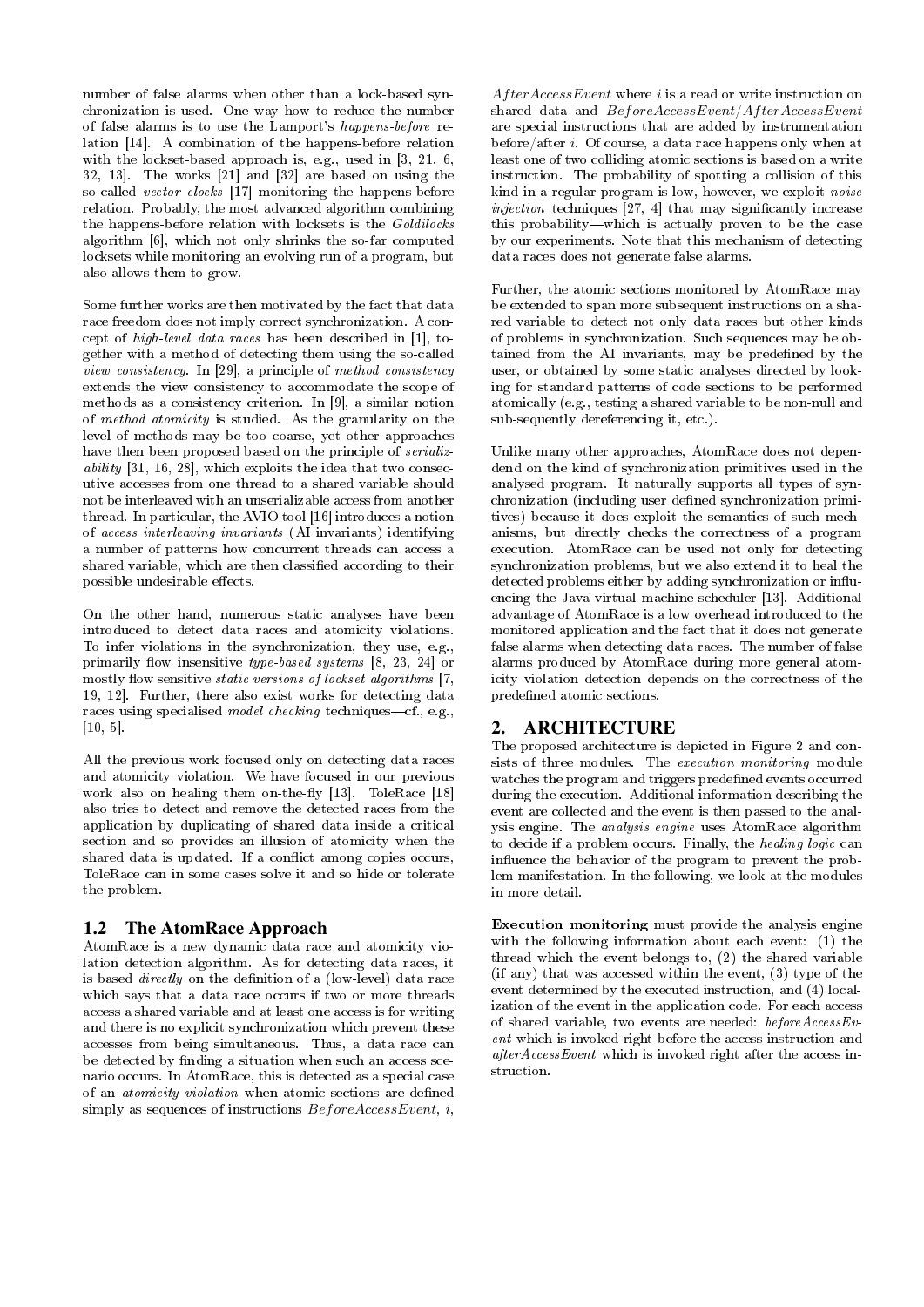number of false alarms when other than a lock-based synchronization is used. One way how to reduce the number of false alarms is to use the Lamport's *happens-before* relation [14]. A combination of the happens-before relation with the lockset-based approach is, e.g., used in [3, 21, 6, 32, 13]. The works [21] and [32] are based on using the so-called *vector clocks* [17] monitoring the happens-before relation. Probably, the most advanced algorithm combining the happens-before relation with locksets is the *Goldilocks* algorithm [6], which not only shrinks the so-far computed locksets while monitoring an evolving run of a program, but also allows them to grow.

Some further works are then motivated by the fact that data race freedom does not imply correct synchronization. A concept of *high-level data races* has been described in [1], together with a method of detecting them using the so-called *view consistency*. In [29], a principle of *method consistency* extends the view consistency to accommodate the scope of methods as a consistency criterion. In [9], a similar notion of *method atomicity* is studied. As the granularity on the level of methods may be too coarse, yet other approaches have then been proposed based on the principle of *serializability* [31, 16, 28], which exploits the idea that two consecutive accesses from one thread to a shared variable should not be interleaved with an unserializable access from another thread. In particular, the AVIO tool [16] introduces a notion of *access interleaving invariants* (AI invariants) identifying a number of patterns how concurrent threads can access a shared variable, which are then classified according to their possible undesirable effects.

On the other hand, numerous static analyses have been introduced to detect data races and atomicity violations. To infer violations in the synchronization, they use, e.g., primarily flow insensitive *type-based systems* [8, 23, 24] or mostly flow sensitive *static versions of lockset algorithms* [7, 19, 12]. Further, there also exist works for detecting data races using specialised *model checking* techniques—cf., e.g., [10, 5].

All the previous work focused only on detecting data races and atomicity violation. We have focused in our previous work also on healing them on-the-fly [13]. ToleRace [18] also tries to detect and remove the detected races from the application by duplicating of shared data inside a critical section and so provides an illusion of atomicity when the shared data is updated. If a conflict among copies occurs, ToleRace can in some cases solve it and so hide or tolerate the problem.

## 1.2 The AtomRace Approach

AtomRace is a new dynamic data race and atomicity violation detection algorithm. As for detecting data races, it is based *directly* on the definition of a (low-level) data race which says that a data race occurs if two or more threads access a shared variable and at least one access is for writing and there is no explicit synchronization which prevent these accesses from being simultaneous. Thus, a data race can be detected by finding a situation when such an access scenario occurs. In AtomRace, this is detected as a special case of an *atomicity violation* when atomic sections are defined simply as sequences of instructions $BeforeAccessEvent$, $i$, $AfterAccessEvent$ where $i$ is a read or write instruction on shared data and $BeforeAccessEvent/AfterAccessEvent$ are special instructions that are added by instrumentation before/after $i$. Of course, a data race happens only when at least one of two colliding atomic sections is based on a write instruction. The probability of spotting a collision of this kind in a regular program is low, however, we exploit *noise injection* techniques [27, 4] that may significantly increase this probability—which is actually proven to be the case by our experiments. Note that this mechanism of detecting data races does not generate false alarms.

Further, the atomic sections monitored by AtomRace may be extended to span more subsequent instructions on a shared variable to detect not only data races but other kinds of problems in synchronization. Such sequences may be obtained from the AI invariants, may be predefined by the user, or obtained by some static analyses directed by looking for standard patterns of code sections to be performed atomically (e.g., testing a shared variable to be non-null and sub-sequently dereferencing it, etc.).

Unlike many other approaches, AtomRace does not dependend on the kind of synchronization primitives used in the analysed program. It naturally supports all types of synchronization (including user defined synchronization primitives) because it does exploit the semantics of such mechanisms, but directly checks the correctness of a program execution. AtomRace can be used not only for detecting synchronization problems, but we also extend it to heal the detected problems either by adding synchronization or influencing the Java virtual machine scheduler [13]. Additional advantage of AtomRace is a low overhead introduced to the monitored application and the fact that it does not generate false alarms when detecting data races. The number of false alarms produced by AtomRace during more general atomicity violation detection depends on the correctness of the predefined atomic sections.

# 2. ARCHITECTURE

The proposed architecture is depicted in Figure 2 and consists of three modules. The *execution monitoring* module watches the program and triggers predefined events occurred during the execution. Additional information describing the event are collected and the event is then passed to the analysis engine. The *analysis engine* uses AtomRace algorithm to decide if a problem occurs. Finally, the *healing logic* can influence the behavior of the program to prevent the problem manifestation. In the following, we look at the modules in more detail.

**Execution monitoring** must provide the analysis engine with the following information about each event: (1) the thread which the event belongs to, (2) the shared variable (if any) that was accessed within the event, (3) type of the event determined by the executed instruction, and (4) localization of the event in the application code. For each access of shared variable, two events are needed: *beforeAccessEvent* which is invoked right before the access instruction and *afterAccessEvent* which is invoked right after the access instruction.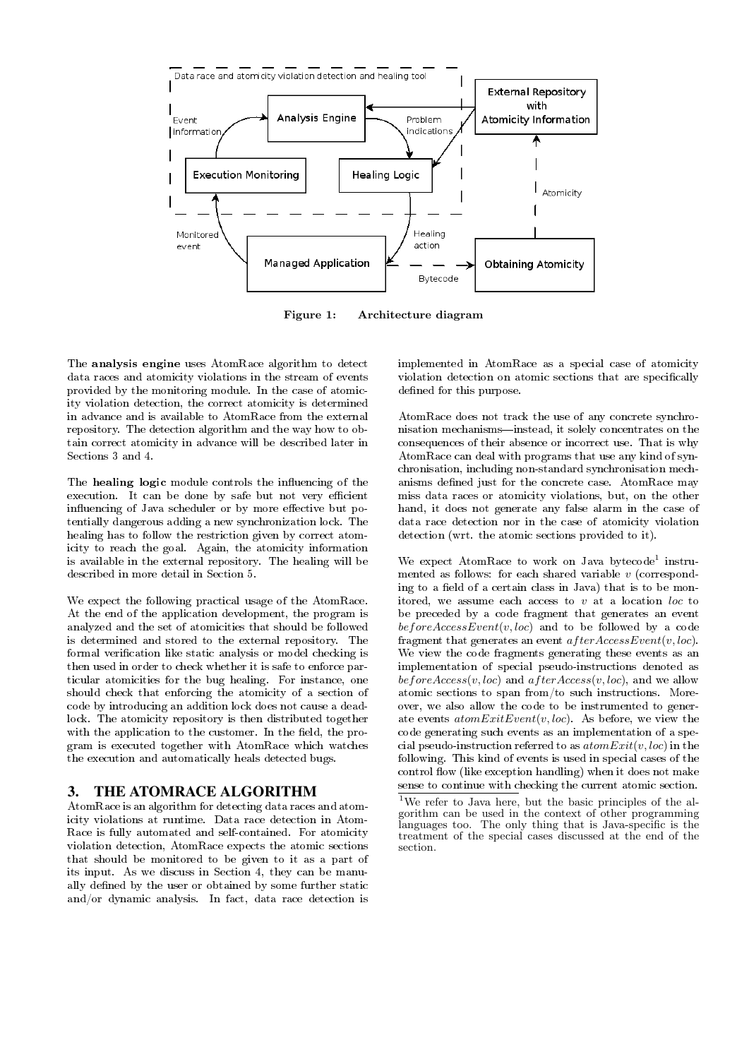**Figure 1: Architecture diagram**

The **analysis engine** uses AtomRace algorithm to detect data races and atomicity violations in the stream of events provided by the monitoring module. In the case of atomicity violation detection, the correct atomicity is determined in advance and is available to AtomRace from the external repository. The detection algorithm and the way how to obtain correct atomicity in advance will be described later in Sections 3 and 4.

The **healing logic** module controls the influencing of the execution. It can be done by safe but not very efficient influencing of Java scheduler or by more effective but potentially dangerous adding a new synchronization lock. The healing has to follow the restriction given by correct atomicity to reach the goal. Again, the atomicity information is available in the external repository. The healing will be described in more detail in Section 5.

We expect the following practical usage of the AtomRace. At the end of the application development, the program is analyzed and the set of atomicities that should be followed is determined and stored to the external repository. The formal verification like static analysis or model checking is then used in order to check whether it is safe to enforce particular atomicities for the bug healing. For instance, one should check that enforcing the atomicity of a section of code by introducing an addition lock does not cause a deadlock. The atomicity repository is then distributed together with the application to the customer. In the field, the program is executed together with AtomRace which watches the execution and automatically heals detected bugs.

## 3. THE ATOMRACE ALGORITHM

AtomRace is an algorithm for detecting data races and atomicity violations at runtime. Data race detection in AtomRace is fully automated and self-contained. For atomicity violation detection, AtomRace expects the atomic sections that should be monitored to be given to it as a part of its input. As we discuss in Section 4, they can be manually defined by the user or obtained by some further static and/or dynamic analysis. In fact, data race detection is implemented in AtomRace as a special case of atomicity violation detection on atomic sections that are specifically defined for this purpose.

AtomRace does not track the use of any concrete synchronisation mechanisms—instead, it solely concentrates on the consequences of their absence or incorrect use. That is why AtomRace can deal with programs that use any kind of synchronisation, including non-standard synchronisation mechanisms defined just for the concrete case. AtomRace may miss data races or atomicity violations, but, on the other hand, it does not generate any false alarm in the case of data race detection nor in the case of atomicity violation detection (wrt. the atomic sections provided to it).

We expect AtomRace to work on Java bytecode[1] instrumented as follows: for each shared variable $v$ (corresponding to a field of a certain class in Java) that is to be monitored, we assume each access to $v$ at a location $loc$ to be preceded by a code fragment that generates an event $beforeAccessEvent(v, loc)$ and to be followed by a code fragment that generates an event $afterAccessEvent(v, loc)$. We view the code fragments generating these events as an implementation of special pseudo-instructions denoted as $beforeAccess(v, loc)$ and $afterAccess(v, loc)$, and we allow atomic sections to span from/to such instructions. Moreover, we also allow the code to be instrumented to generate events $atomExitEvent(v, loc)$. As before, we view the code generating such events as an implementation of a special pseudo-instruction referred to as $atomExit(v, loc)$ in the following. This kind of events is used in special cases of the control flow (like exception handling) when it does not make sense to continue with checking the current atomic section.

[1]We refer to Java here, but the basic principles of the algorithm can be used in the context of other programming languages too. The only thing that is Java-specific is the treatment of the special cases discussed at the end of the section.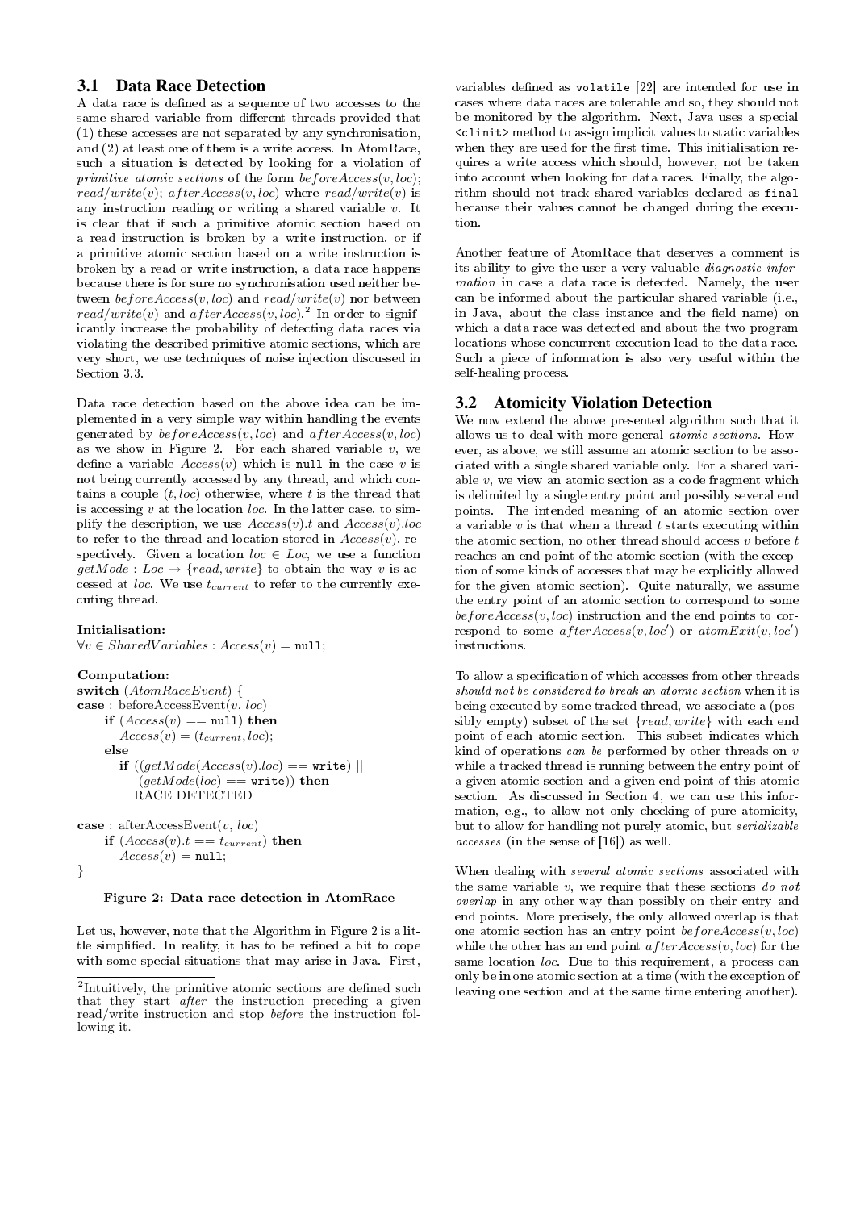### 3.1 Data Race Detection

A data race is defined as a sequence of two accesses to the same shared variable from different threads provided that (1) these accesses are not separated by any synchronisation, and (2) at least one of them is a write access. In AtomRace, such a situation is detected by looking for a violation of *primitive atomic sections* of the form $beforeAccess(v, loc)$; $read/write(v)$; $afterAccess(v, loc)$ where $read/write(v)$ is any instruction reading or writing a shared variable $v$. It is clear that if such a primitive atomic section based on a read instruction is broken by a write instruction, or if a primitive atomic section based on a write instruction is broken by a read or write instruction, a data race happens because there is for sure no synchronisation used neither between $beforeAccess(v, loc)$ and $read/write(v)$ nor between $read/write(v)$ and $afterAccess(v, loc)$.[2] In order to significantly increase the probability of detecting data races via violating the described primitive atomic sections, which are very short, we use techniques of noise injection discussed in Section 3.3.

Data race detection based on the above idea can be implemented in a very simple way within handling the events generated by $beforeAccess(v, loc)$ and $afterAccess(v, loc)$ as we show in Figure 2. For each shared variable $v$, we define a variable $Access(v)$ which is `null` in the case $v$ is not being currently accessed by any thread, and which contains a couple $(t, loc)$ otherwise, where $t$ is the thread that is accessing $v$ at the location $loc$. In the latter case, to simplify the description, we use $Access(v).t$ and $Access(v).loc$ to refer to the thread and location stored in $Access(v)$, respectively. Given a location $loc \in Loc$, we use a function $getMode : Loc \rightarrow \{read, write\}$ to obtain the way $v$ is accessed at $loc$. We use $t_{current}$ to refer to the currently executing thread.

```
Initialisation:
∀v ∈ SharedVariables : Access(v) = null;

Computation:
switch (AtomRaceEvent) {
case : beforeAccessEvent(v, loc)
    if (Access(v) == null) then
        Access(v) = (t_current, loc);
    else
        if ((getMode(Access(v).loc) == write) ||
            (getMode(loc) == write)) then
            RACE DETECTED

case : afterAccessEvent(v, loc)
    if (Access(v).t == t_current) then
        Access(v) = null;
}
```

**Figure 2: Data race detection in AtomRace**

Let us, however, note that the Algorithm in Figure 2 is a little simplified. In reality, it has to be refined a bit to cope with some special situations that may arise in Java. First, variables defined as `volatile` [22] are intended for use in cases where data races are tolerable and so, they should not be monitored by the algorithm. Next, Java uses a special `<clinit>` method to assign implicit values to static variables when they are used for the first time. This initialisation requires a write access which should, however, not be taken into account when looking for data races. Finally, the algorithm should not track shared variables declared as `final` because their values cannot be changed during the execution.

Another feature of AtomRace that deserves a comment is its ability to give the user a very valuable *diagnostic information* in case a data race is detected. Namely, the user can be informed about the particular shared variable (i.e., in Java, about the class instance and the field name) on which a data race was detected and about the two program locations whose concurrent execution lead to the data race. Such a piece of information is also very useful within the self-healing process.

### 3.2 Atomicity Violation Detection

We now extend the above presented algorithm such that it allows us to deal with more general *atomic sections*. However, as above, we still assume an atomic section to be associated with a single shared variable only. For a shared variable $v$, we view an atomic section as a code fragment which is delimited by a single entry point and possibly several end points. The intended meaning of an atomic section over a variable $v$ is that when a thread $t$ starts executing within the atomic section, no other thread should access $v$ before $t$ reaches an end point of the atomic section (with the exception of some kinds of accesses that may be explicitly allowed for the given atomic section). Quite naturally, we assume the entry point of an atomic section to correspond to some $beforeAccess(v, loc)$ instruction and the end points to correspond to some $afterAccess(v, loc')$ or $atomExit(v, loc')$ instructions.

To allow a specification of which accesses from other threads *should not be considered to break an atomic section* when it is being executed by some tracked thread, we associate a (possibly empty) subset of the set $\{read, write\}$ with each end point of each atomic section. This subset indicates which kind of operations *can be* performed by other threads on $v$ while a tracked thread is running between the entry point of a given atomic section and a given end point of this atomic section. As discussed in Section 4, we can use this information, e.g., to allow not only checking of pure atomicity, but to allow for handling not purely atomic, but *serializable accesses* (in the sense of [16]) as well.

When dealing with *several atomic sections* associated with the same variable $v$, we require that these sections *do not overlap* in any other way than possibly on their entry and end points. More precisely, the only allowed overlap is that one atomic section has an entry point $beforeAccess(v, loc)$ while the other has an end point $afterAccess(v, loc)$ for the same location $loc$. Due to this requirement, a process can only be in one atomic section at a time (with the exception of leaving one section and at the same time entering another).

---

[2] Intuitively, the primitive atomic sections are defined such that they start *after* the instruction preceding a given read/write instruction and stop *before* the instruction following it.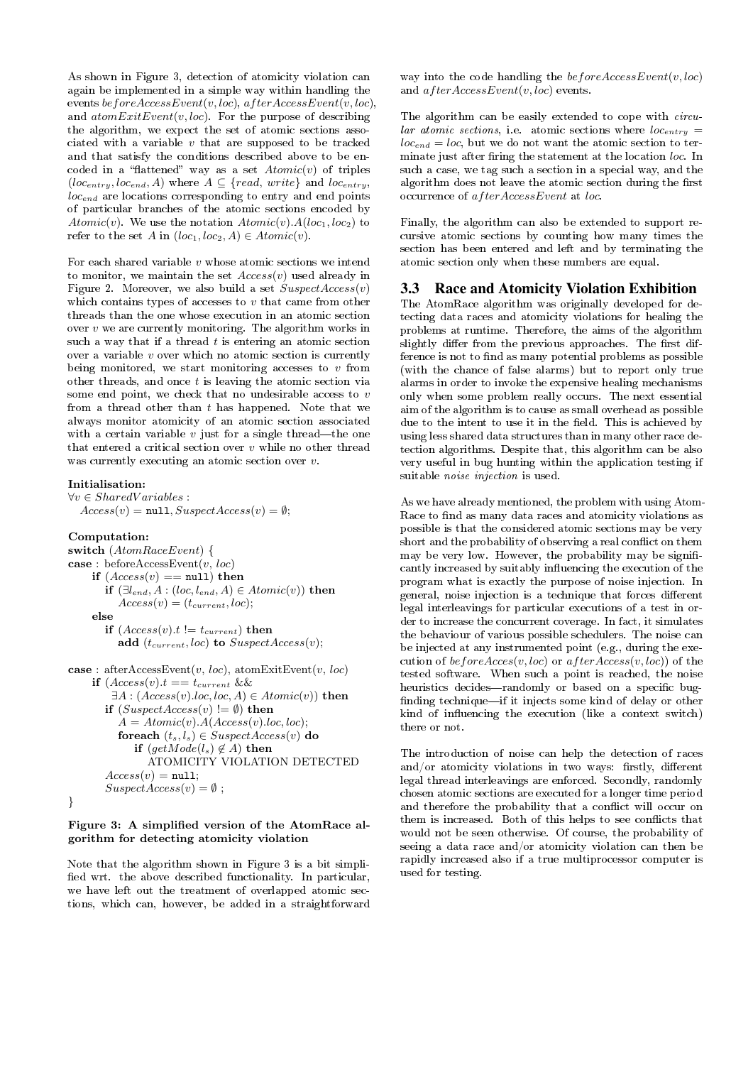As shown in Figure 3, detection of atomicity violation can again be implemented in a simple way within handling the events $beforeAccessEvent(v, loc)$, $afterAccessEvent(v, loc)$, and $atomExitEvent(v, loc)$. For the purpose of describing the algorithm, we expect the set of atomic sections associated with a variable $v$ that are supposed to be tracked and that satisfy the conditions described above to be encoded in a "flattened" way as a set $Atomic(v)$ of triples $(loc_{entry}, loc_{end}, A)$ where $A \subseteq \{read, write\}$ and $loc_{entry}$, $loc_{end}$ are locations corresponding to entry and end points of particular branches of the atomic sections encoded by $Atomic(v)$. We use the notation $Atomic(v).A(loc_1, loc_2)$ to refer to the set $A$ in $(loc_1, loc_2, A) \in Atomic(v)$.

For each shared variable $v$ whose atomic sections we intend to monitor, we maintain the set $Access(v)$ used already in Figure 2. Moreover, we also build a set $SuspectAccess(v)$ which contains types of accesses to $v$ that came from other threads than the one whose execution in an atomic section over $v$ we are currently monitoring. The algorithm works in such a way that if a thread $t$ is entering an atomic section over a variable $v$ over which no atomic section is currently being monitored, we start monitoring accesses to $v$ from other threads, and once $t$ is leaving the atomic section via some end point, we check that no undesirable access to $v$ from a thread other than $t$ has happened. Note that we always monitor atomicity of an atomic section associated with a certain variable $v$ just for a single thread—the one that entered a critical section over $v$ while no other thread was currently executing an atomic section over $v$.

**Initialisation:**
$\forall v \in SharedVariables$ :
  $Access(v) = \texttt{null}, SuspectAccess(v) = \emptyset$;

**Computation:**
```
switch (AtomRaceEvent) {
case : beforeAccessEvent(v, loc)
    if (Access(v) == null) then
        if (∃l_end, A : (loc, l_end, A) ∈ Atomic(v)) then
            Access(v) = (t_current, loc);
    else
        if (Access(v).t != t_current) then
            add (t_current, loc) to SuspectAccess(v);

case : afterAccessEvent(v, loc), atomExitEvent(v, loc)
    if (Access(v).t == t_current &&
        ∃A : (Access(v).loc, loc, A) ∈ Atomic(v)) then
        if (SuspectAccess(v) != ∅) then
            A = Atomic(v).A(Access(v).loc, loc);
            foreach (t_s, l_s) ∈ SuspectAccess(v) do
                if (getMode(l_s) ∉ A) then
                    ATOMICITY VIOLATION DETECTED
        Access(v) = null;
        SuspectAccess(v) = ∅ ;
}
```

**Figure 3: A simplified version of the AtomRace algorithm for detecting atomicity violation**

Note that the algorithm shown in Figure 3 is a bit simplified wrt. the above described functionality. In particular, we have left out the treatment of overlapped atomic sections, which can, however, be added in a straightforward way into the code handling the $beforeAccessEvent(v, loc)$ and $afterAccessEvent(v, loc)$ events.

The algorithm can be easily extended to cope with *circular atomic sections*, i.e. atomic sections where $loc_{entry} = loc_{end} = loc$, but we do not want the atomic section to terminate just after firing the statement at the location $loc$. In such a case, we tag such a section in a special way, and the algorithm does not leave the atomic section during the first occurrence of $afterAccessEvent$ at $loc$.

Finally, the algorithm can also be extended to support recursive atomic sections by counting how many times the section has been entered and left and by terminating the atomic section only when these numbers are equal.

## 3.3 Race and Atomicity Violation Exhibition

The AtomRace algorithm was originally developed for detecting data races and atomicity violations for healing the problems at runtime. Therefore, the aims of the algorithm slightly differ from the previous approaches. The first difference is not to find as many potential problems as possible (with the chance of false alarms) but to report only true alarms in order to invoke the expensive healing mechanisms only when some problem really occurs. The next essential aim of the algorithm is to cause as small overhead as possible due to the intent to use it in the field. This is achieved by using less shared data structures than in many other race detection algorithms. Despite that, this algorithm can be also very useful in bug hunting within the application testing if suitable *noise injection* is used.

As we have already mentioned, the problem with using AtomRace to find as many data races and atomicity violations as possible is that the considered atomic sections may be very short and the probability of observing a real conflict on them may be very low. However, the probability may be significantly increased by suitably influencing the execution of the program what is exactly the purpose of noise injection. In general, noise injection is a technique that forces different legal interleavings for particular executions of a test in order to increase the concurrent coverage. In fact, it simulates the behaviour of various possible schedulers. The noise can be injected at any instrumented point (e.g., during the execution of $beforeAcces(v, loc)$ or $afterAccess(v, loc)$) of the tested software. When such a point is reached, the noise heuristics decides—randomly or based on a specific bug-finding technique—if it injects some kind of delay or other kind of influencing the execution (like a context switch) there or not.

The introduction of noise can help the detection of races and/or atomicity violations in two ways: firstly, different legal thread interleavings are enforced. Secondly, randomly chosen atomic sections are executed for a longer time period and therefore the probability that a conflict will occur on them is increased. Both of this helps to see conflicts that would not be seen otherwise. Of course, the probability of seeing a data race and/or atomicity violation can then be rapidly increased also if a true multiprocessor computer is used for testing.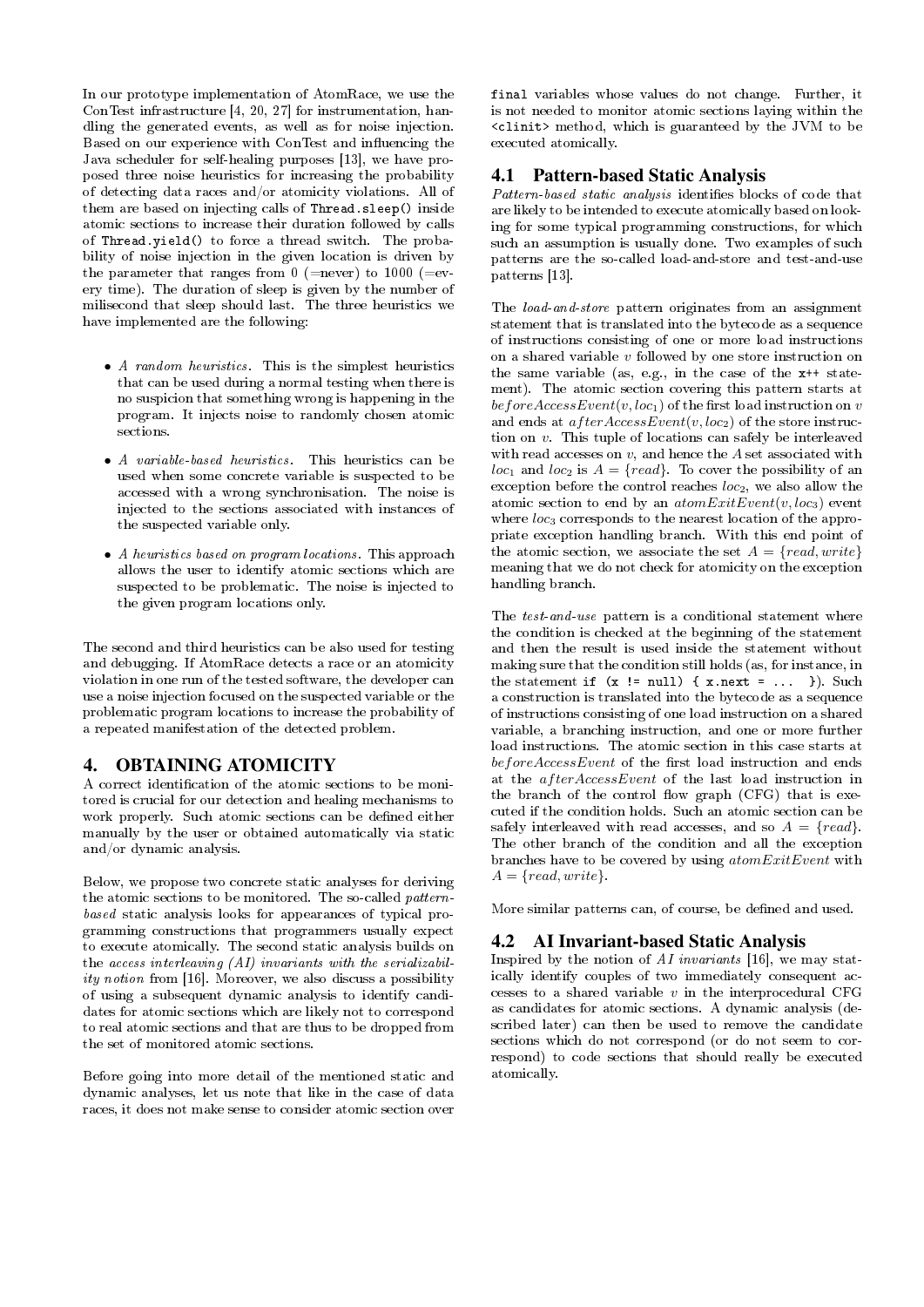In our prototype implementation of AtomRace, we use the ConTest infrastructure [4, 20, 27] for instrumentation, handling the generated events, as well as for noise injection. Based on our experience with ConTest and influencing the Java scheduler for self-healing purposes [13], we have proposed three noise heuristics for increasing the probability of detecting data races and/or atomicity violations. All of them are based on injecting calls of `Thread.sleep()` inside atomic sections to increase their duration followed by calls of `Thread.yield()` to force a thread switch. The probability of noise injection in the given location is driven by the parameter that ranges from 0 (=never) to 1000 (=every time). The duration of sleep is given by the number of milisecond that sleep should last. The three heuristics we have implemented are the following:

- *A random heuristics.* This is the simplest heuristics that can be used during a normal testing when there is no suspicion that something wrong is happening in the program. It injects noise to randomly chosen atomic sections.
- *A variable-based heuristics.* This heuristics can be used when some concrete variable is suspected to be accessed with a wrong synchronisation. The noise is injected to the sections associated with instances of the suspected variable only.
- *A heuristics based on program locations.* This approach allows the user to identify atomic sections which are suspected to be problematic. The noise is injected to the given program locations only.

The second and third heuristics can be also used for testing and debugging. If AtomRace detects a race or an atomicity violation in one run of the tested software, the developer can use a noise injection focused on the suspected variable or the problematic program locations to increase the probability of a repeated manifestation of the detected problem.

## 4. OBTAINING ATOMICITY

A correct identification of the atomic sections to be monitored is crucial for our detection and healing mechanisms to work properly. Such atomic sections can be defined either manually by the user or obtained automatically via static and/or dynamic analysis.

Below, we propose two concrete static analyses for deriving the atomic sections to be monitored. The so-called *pattern-based* static analysis looks for appearances of typical programming constructions that programmers usually expect to execute atomically. The second static analysis builds on the *access interleaving (AI) invariants with the serializability notion* from [16]. Moreover, we also discuss a possibility of using a subsequent dynamic analysis to identify candidates for atomic sections which are likely not to correspond to real atomic sections and that are thus to be dropped from the set of monitored atomic sections.

Before going into more detail of the mentioned static and dynamic analyses, let us note that like in the case of data races, it does not make sense to consider atomic section over `final` variables whose values do not change. Further, it is not needed to monitor atomic sections laying within the `<clinit>` method, which is guaranteed by the JVM to be executed atomically.

### 4.1 Pattern-based Static Analysis

*Pattern-based static analysis* identifies blocks of code that are likely to be intended to execute atomically based on looking for some typical programming constructions, for which such an assumption is usually done. Two examples of such patterns are the so-called load-and-store and test-and-use patterns [13].

The *load-and-store* pattern originates from an assignment statement that is translated into the bytecode as a sequence of instructions consisting of one or more load instructions on a shared variable $v$ followed by one store instruction on the same variable (as, e.g., in the case of the `x++` statement). The atomic section covering this pattern starts at $beforeAccessEvent(v, loc_1)$ of the first load instruction on $v$ and ends at $afterAccessEvent(v, loc_2)$ of the store instruction on $v$. This tuple of locations can safely be interleaved with read accesses on $v$, and hence the $A$ set associated with $loc_1$ and $loc_2$ is $A = \{read\}$. To cover the possibility of an exception before the control reaches $loc_2$, we also allow the atomic section to end by an $atomExitEvent(v, loc_3)$ event where $loc_3$ corresponds to the nearest location of the appropriate exception handling branch. With this end point of the atomic section, we associate the set $A = \{read, write\}$ meaning that we do not check for atomicity on the exception handling branch.

The *test-and-use* pattern is a conditional statement where the condition is checked at the beginning of the statement and then the result is used inside the statement without making sure that the condition still holds (as, for instance, in the statement `if (x != null) { x.next = ... }`). Such a construction is translated into the bytecode as a sequence of instructions consisting of one load instruction on a shared variable, a branching instruction, and one or more further load instructions. The atomic section in this case starts at $beforeAccessEvent$ of the first load instruction and ends at the $afterAccessEvent$ of the last load instruction in the branch of the control flow graph (CFG) that is executed if the condition holds. Such an atomic section can be safely interleaved with read accesses, and so $A = \{read\}$. The other branch of the condition and all the exception branches have to be covered by using $atomExitEvent$ with $A = \{read, write\}$.

More similar patterns can, of course, be defined and used.

### 4.2 AI Invariant-based Static Analysis

Inspired by the notion of *AI invariants* [16], we may statically identify couples of two immediately consequent accesses to a shared variable $v$ in the interprocedural CFG as candidates for atomic sections. A dynamic analysis (described later) can then be used to remove the candidate sections which do not correspond (or do not seem to correspond) to code sections that should really be executed atomically.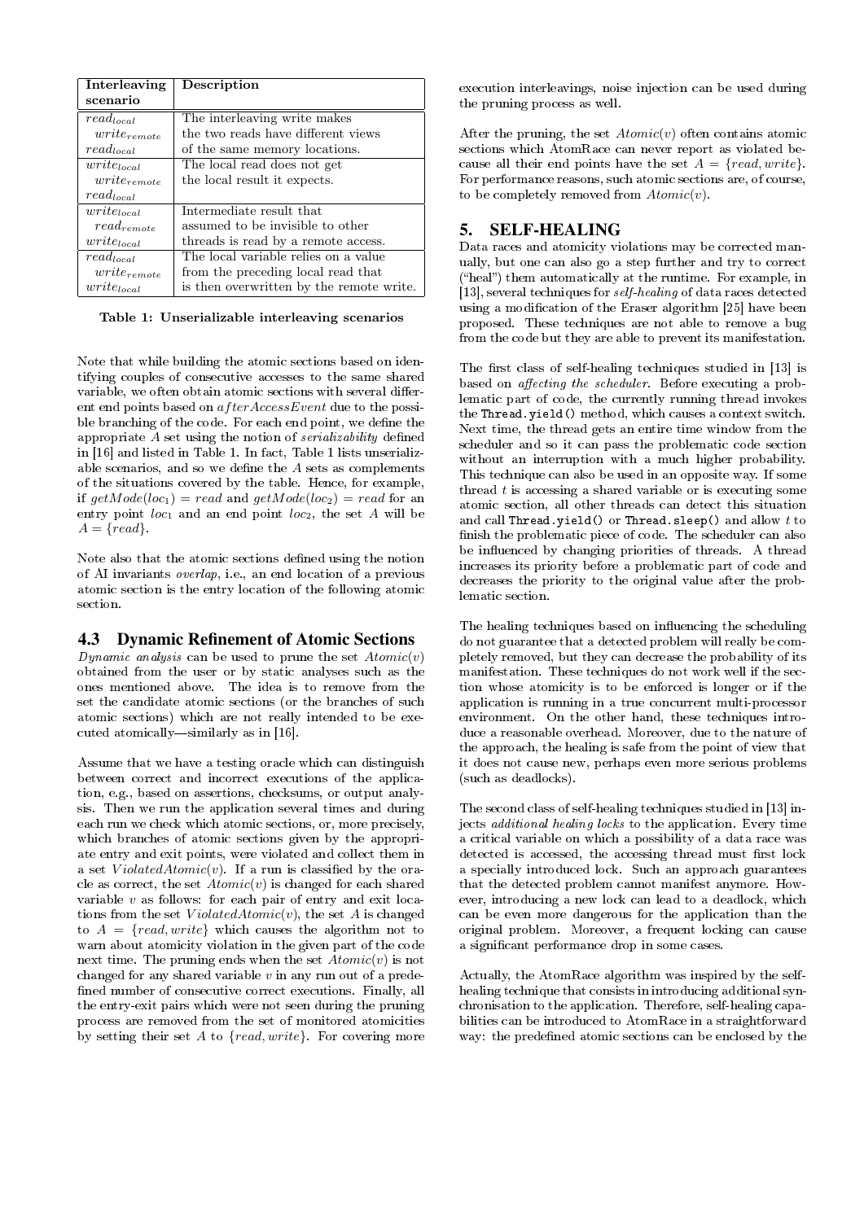| Interleaving scenario | Description |
|---|---|
| $read_{local}$ $write_{remote}$ $read_{local}$ | The interleaving write makes the two reads have different views of the same memory locations. |
| $write_{local}$ $write_{remote}$ $read_{local}$ | The local read does not get the local result it expects. |
| $write_{local}$ $read_{remote}$ $write_{local}$ | Intermediate result that assumed to be invisible to other threads is read by a remote access. |
| $read_{local}$ $write_{remote}$ $write_{local}$ | The local variable relies on a value from the preceding local read that is then overwritten by the remote write. |

**Table 1: Unserializable interleaving scenarios**

Note that while building the atomic sections based on identifying couples of consecutive accesses to the same shared variable, we often obtain atomic sections with several different end points based on $afterAccessEvent$ due to the possible branching of the code. For each end point, we define the appropriate $A$ set using the notion of *serializability* defined in [16] and listed in Table 1. In fact, Table 1 lists unserializable scenarios, and so we define the $A$ sets as complements of the situations covered by the table. Hence, for example, if $getMode(loc_1) = read$ and $getMode(loc_2) = read$ for an entry point $loc_1$ and an end point $loc_2$, the set $A$ will be $A = \{read\}$.

Note also that the atomic sections defined using the notion of AI invariants *overlap*, i.e., an end location of a previous atomic section is the entry location of the following atomic section.

### 4.3 Dynamic Refinement of Atomic Sections

*Dynamic analysis* can be used to prune the set $Atomic(v)$ obtained from the user or by static analyses such as the ones mentioned above. The idea is to remove from the set the candidate atomic sections (or the branches of such atomic sections) which are not really intended to be executed atomically—similarly as in [16].

Assume that we have a testing oracle which can distinguish between correct and incorrect executions of the application, e.g., based on assertions, checksums, or output analysis. Then we run the application several times and during each run we check which atomic sections, or, more precisely, which branches of atomic sections given by the appropriate entry and exit points, were violated and collect them in a set $ViolatedAtomic(v)$. If a run is classified by the oracle as correct, the set $Atomic(v)$ is changed for each shared variable $v$ as follows: for each pair of entry and exit locations from the set $ViolatedAtomic(v)$, the set $A$ is changed to $A = \{read, write\}$ which causes the algorithm not to warn about atomicity violation in the given part of the code next time. The pruning ends when the set $Atomic(v)$ is not changed for any shared variable $v$ in any run out of a predefined number of consecutive correct executions. Finally, all the entry-exit pairs which were not seen during the pruning process are removed from the set of monitored atomicities by setting their set $A$ to $\{read, write\}$. For covering more execution interleavings, noise injection can be used during the pruning process as well.

After the pruning, the set $Atomic(v)$ often contains atomic sections which AtomRace can never report as violated because all their end points have the set $A = \{read, write\}$. For performance reasons, such atomic sections are, of course, to be completely removed from $Atomic(v)$.

## 5. SELF-HEALING

Data races and atomicity violations may be corrected manually, but one can also go a step further and try to correct ("heal") them automatically at the runtime. For example, in [13], several techniques for *self-healing* of data races detected using a modification of the Eraser algorithm [25] have been proposed. These techniques are not able to remove a bug from the code but they are able to prevent its manifestation.

The first class of self-healing techniques studied in [13] is based on *affecting the scheduler*. Before executing a problematic part of code, the currently running thread invokes the `Thread.yield()` method, which causes a context switch. Next time, the thread gets an entire time window from the scheduler and so it can pass the problematic code section without an interruption with a much higher probability. This technique can also be used in an opposite way. If some thread $t$ is accessing a shared variable or is executing some atomic section, all other threads can detect this situation and call `Thread.yield()` or `Thread.sleep()` and allow $t$ to finish the problematic piece of code. The scheduler can also be influenced by changing priorities of threads. A thread increases its priority before a problematic part of code and decreases the priority to the original value after the problematic section.

The healing techniques based on influencing the scheduling do not guarantee that a detected problem will really be completely removed, but they can decrease the probability of its manifestation. These techniques do not work well if the section whose atomicity is to be enforced is longer or if the application is running in a true concurrent multi-processor environment. On the other hand, these techniques introduce a reasonable overhead. Moreover, due to the nature of the approach, the healing is safe from the point of view that it does not cause new, perhaps even more serious problems (such as deadlocks).

The second class of self-healing techniques studied in [13] injects *additional healing locks* to the application. Every time a critical variable on which a possibility of a data race was detected is accessed, the accessing thread must first lock a specially introduced lock. Such an approach guarantees that the detected problem cannot manifest anymore. However, introducing a new lock can lead to a deadlock, which can be even more dangerous for the application than the original problem. Moreover, a frequent locking can cause a significant performance drop in some cases.

Actually, the AtomRace algorithm was inspired by the self-healing technique that consists in introducing additional synchronisation to the application. Therefore, self-healing capabilities can be introduced to AtomRace in a straightforward way: the predefined atomic sections can be enclosed by the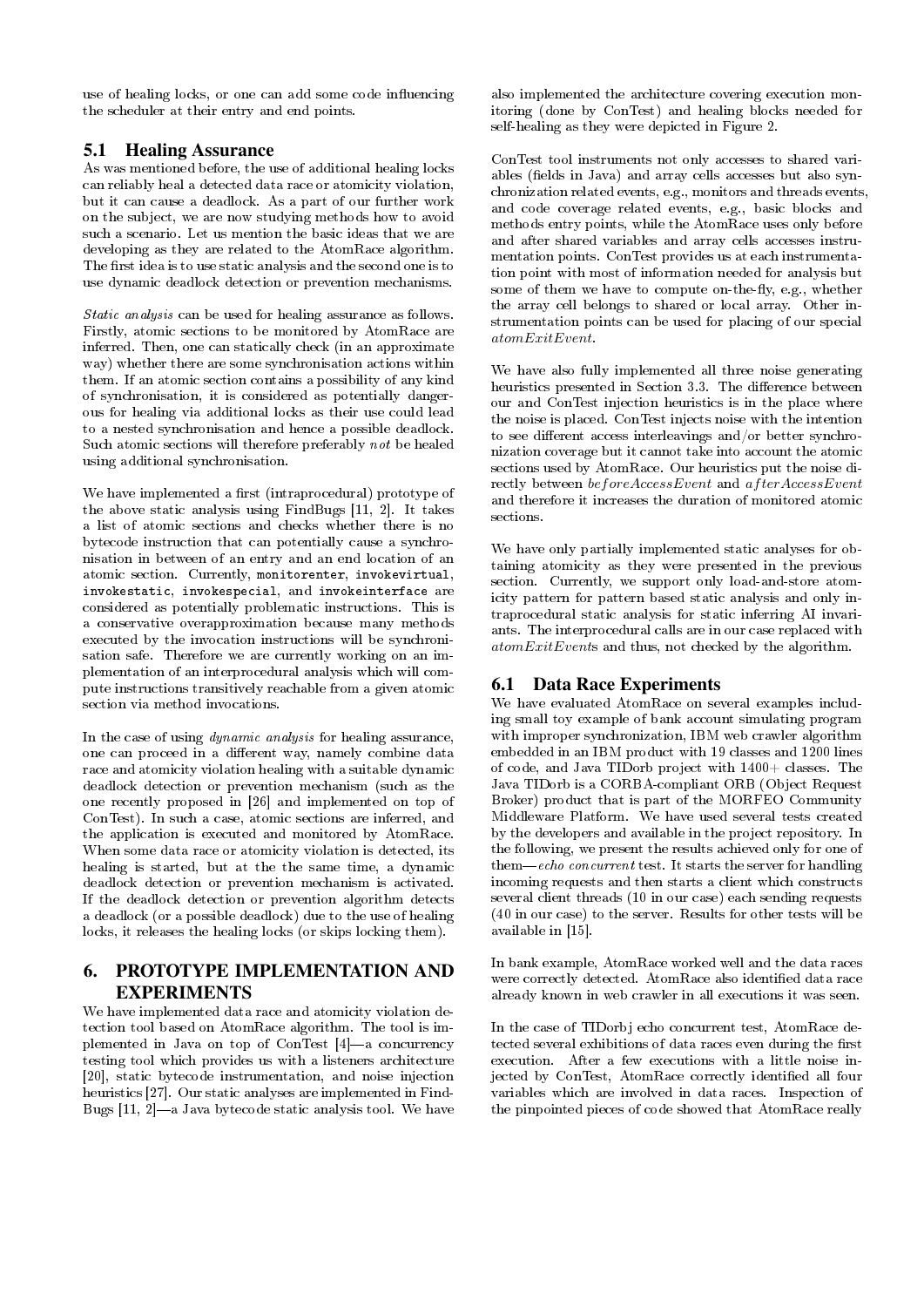use of healing locks, or one can add some code influencing the scheduler at their entry and end points.

## 5.1 Healing Assurance

As was mentioned before, the use of additional healing locks can reliably heal a detected data race or atomicity violation, but it can cause a deadlock. As a part of our further work on the subject, we are now studying methods how to avoid such a scenario. Let us mention the basic ideas that we are developing as they are related to the AtomRace algorithm. The first idea is to use static analysis and the second one is to use dynamic deadlock detection or prevention mechanisms.

*Static analysis* can be used for healing assurance as follows. Firstly, atomic sections to be monitored by AtomRace are inferred. Then, one can statically check (in an approximate way) whether there are some synchronisation actions within them. If an atomic section contains a possibility of any kind of synchronisation, it is considered as potentially dangerous for healing via additional locks as their use could lead to a nested synchronisation and hence a possible deadlock. Such atomic sections will therefore preferably *not* be healed using additional synchronisation.

We have implemented a first (intraprocedural) prototype of the above static analysis using FindBugs [11, 2]. It takes a list of atomic sections and checks whether there is no bytecode instruction that can potentially cause a synchronisation in between of an entry and an end location of an atomic section. Currently, `monitorenter`, `invokevirtual`, `invokestatic`, `invokespecial`, and `invokeinterface` are considered as potentially problematic instructions. This is a conservative overapproximation because many methods executed by the invocation instructions will be synchronisation safe. Therefore we are currently working on an implementation of an interprocedural analysis which will compute instructions transitively reachable from a given atomic section via method invocations.

In the case of using *dynamic analysis* for healing assurance, one can proceed in a different way, namely combine data race and atomicity violation healing with a suitable dynamic deadlock detection or prevention mechanism (such as the one recently proposed in [26] and implemented on top of ConTest). In such a case, atomic sections are inferred, and the application is executed and monitored by AtomRace. When some data race or atomicity violation is detected, its healing is started, but at the the same time, a dynamic deadlock detection or prevention mechanism is activated. If the deadlock detection or prevention algorithm detects a deadlock (or a possible deadlock) due to the use of healing locks, it releases the healing locks (or skips locking them).

# 6. PROTOTYPE IMPLEMENTATION AND EXPERIMENTS

We have implemented data race and atomicity violation detection tool based on AtomRace algorithm. The tool is implemented in Java on top of ConTest [4]—a concurrency testing tool which provides us with a listeners architecture [20], static bytecode instrumentation, and noise injection heuristics [27]. Our static analyses are implemented in FindBugs [11, 2]—a Java bytecode static analysis tool. We have also implemented the architecture covering execution monitoring (done by ConTest) and healing blocks needed for self-healing as they were depicted in Figure 2.

ConTest tool instruments not only accesses to shared variables (fields in Java) and array cells accesses but also synchronization related events, e.g., monitors and threads events, and code coverage related events, e.g., basic blocks and methods entry points, while the AtomRace uses only before and after shared variables and array cells accesses instrumentation points. ConTest provides us at each instrumentation point with most of information needed for analysis but some of them we have to compute on-the-fly, e.g., whether the array cell belongs to shared or local array. Other instrumentation points can be used for placing of our special *atomExitEvent*.

We have also fully implemented all three noise generating heuristics presented in Section 3.3. The difference between our and ConTest injection heuristics is in the place where the noise is placed. ConTest injects noise with the intention to see different access interleavings and/or better synchronization coverage but it cannot take into account the atomic sections used by AtomRace. Our heuristics put the noise directly between *beforeAccessEvent* and *afterAccessEvent* and therefore it increases the duration of monitored atomic sections.

We have only partially implemented static analyses for obtaining atomicity as they were presented in the previous section. Currently, we support only load-and-store atomicity pattern for pattern based static analysis and only intraprocedural static analysis for static inferring AI invariants. The interprocedural calls are in our case replaced with *atomExitEvent*s and thus, not checked by the algorithm.

## 6.1 Data Race Experiments

We have evaluated AtomRace on several examples including small toy example of bank account simulating program with improper synchronization, IBM web crawler algorithm embedded in an IBM product with 19 classes and 1200 lines of code, and Java TIDorb project with 1400+ classes. The Java TIDorb is a CORBA-compliant ORB (Object Request Broker) product that is part of the MORFEO Community Middleware Platform. We have used several tests created by the developers and available in the project repository. In the following, we present the results achieved only for one of them—*echo concurrent* test. It starts the server for handling incoming requests and then starts a client which constructs several client threads (10 in our case) each sending requests (40 in our case) to the server. Results for other tests will be available in [15].

In bank example, AtomRace worked well and the data races were correctly detected. AtomRace also identified data race already known in web crawler in all executions it was seen.

In the case of TIDorbj echo concurrent test, AtomRace detected several exhibitions of data races even during the first execution. After a few executions with a little noise injected by ConTest, AtomRace correctly identified all four variables which are involved in data races. Inspection of the pinpointed pieces of code showed that AtomRace really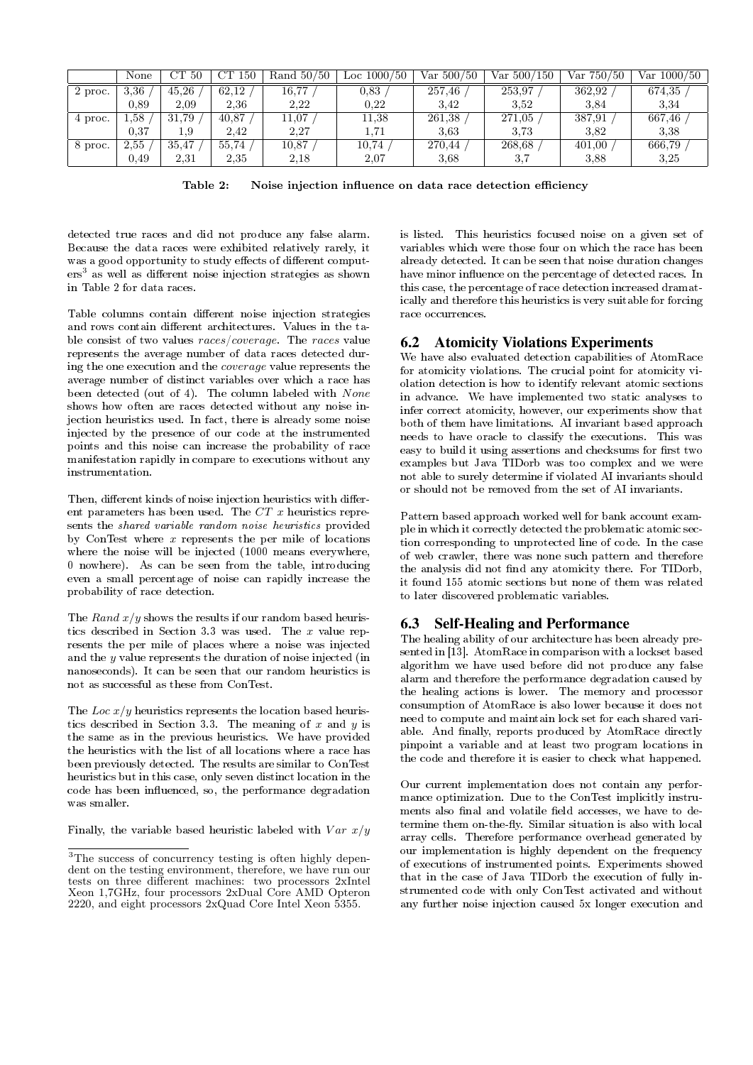|  | None | CT 50 | CT 150 | Rand 50/50 | Loc 1000/50 | Var 500/50 | Var 500/150 | Var 750/50 | Var 1000/50 |
|---|---|---|---|---|---|---|---|---|---|
| 2 proc. | 3,36 / 0,89 | 45,26 / 2,09 | 62,12 / 2,36 | 16,77 / 2,22 | 0,83 / 0,22 | 257,46 / 3,42 | 253,97 / 3,52 | 362,92 / 3,84 | 674,35 / 3,34 |
| 4 proc. | 1,58 / 0,37 | 31,79 / 1,9 | 40,87 / 2,42 | 11,07 / 2,27 | 11,38 / 1,71 | 261,38 / 3,63 | 271,05 / 3,73 | 387,91 / 3,82 | 667,46 / 3,38 |
| 8 proc. | 2,55 / 0,49 | 35,47 / 2,31 | 55,74 / 2,35 | 10,87 / 2,18 | 10,74 / 2,07 | 270,44 / 3,68 | 268,68 / 3,7 | 401,00 / 3,88 | 666,79 / 3,25 |

**Table 2: Noise injection influence on data race detection efficiency**

detected true races and did not produce any false alarm. Because the data races were exhibited relatively rarely, it was a good opportunity to study effects of different computers[3] as well as different noise injection strategies as shown in Table 2 for data races.

Table columns contain different noise injection strategies and rows contain different architectures. Values in the table consist of two values *races*/*coverage*. The *races* value represents the average number of data races detected during the one execution and the *coverage* value represents the average number of distinct variables over which a race has been detected (out of 4). The column labeled with *None* shows how often are races detected without any noise injection heuristics used. In fact, there is already some noise injected by the presence of our code at the instrumented points and this noise can increase the probability of race manifestation rapidly in compare to executions without any instrumentation.

Then, different kinds of noise injection heuristics with different parameters has been used. The *CT x* heuristics represents the *shared variable random noise heuristics* provided by ConTest where *x* represents the per mile of locations where the noise will be injected (1000 means everywhere, 0 nowhere). As can be seen from the table, introducing even a small percentage of noise can rapidly increase the probability of race detection.

The *Rand x/y* shows the results if our random based heuristics described in Section 3.3 was used. The *x* value represents the per mile of places where a noise was injected and the *y* value represents the duration of noise injected (in nanoseconds). It can be seen that our random heuristics is not as successful as these from ConTest.

The *Loc x/y* heuristics represents the location based heuristics described in Section 3.3. The meaning of *x* and *y* is the same as in the previous heuristics. We have provided the heuristics with the list of all locations where a race has been previously detected. The results are similar to ConTest heuristics but in this case, only seven distinct location in the code has been influenced, so, the performance degradation was smaller.

Finally, the variable based heuristic labeled with *Var x/y* is listed. This heuristics focused noise on a given set of variables which were those four on which the race has been already detected. It can be seen that noise duration changes have minor influence on the percentage of detected races. In this case, the percentage of race detection increased dramatically and therefore this heuristics is very suitable for forcing race occurrences.

### 6.2 Atomicity Violations Experiments

We have also evaluated detection capabilities of AtomRace for atomicity violations. The crucial point for atomicity violation detection is how to identify relevant atomic sections in advance. We have implemented two static analyses to infer correct atomicity, however, our experiments show that both of them have limitations. AI invariant based approach needs to have oracle to classify the executions. This was easy to build it using assertions and checksums for first two examples but Java TIDorb was too complex and we were not able to surely determine if violated AI invariants should or should not be removed from the set of AI invariants.

Pattern based approach worked well for bank account example in which it correctly detected the problematic atomic section corresponding to unprotected line of code. In the case of web crawler, there was none such pattern and therefore the analysis did not find any atomicity there. For TIDorb, it found 155 atomic sections but none of them was related to later discovered problematic variables.

### 6.3 Self-Healing and Performance

The healing ability of our architecture has been already presented in [13]. AtomRace in comparison with a lockset based algorithm we have used before did not produce any false alarm and therefore the performance degradation caused by the healing actions is lower. The memory and processor consumption of AtomRace is also lower because it does not need to compute and maintain lock set for each shared variable. And finally, reports produced by AtomRace directly pinpoint a variable and at least two program locations in the code and therefore it is easier to check what happened.

Our current implementation does not contain any performance optimization. Due to the ConTest implicitly instruments also final and volatile field accesses, we have to determine them on-the-fly. Similar situation is also with local array cells. Therefore performance overhead generated by our implementation is highly dependent on the frequency of executions of instrumented points. Experiments showed that in the case of Java TIDorb the execution of fully instrumented code with only ConTest activated and without any further noise injection caused 5x longer execution and

[3] The success of concurrency testing is often highly dependent on the testing environment, therefore, we have run our tests on three different machines: two processors 2xIntel Xeon 1,7GHz, four processors 2xDual Core AMD Opteron 2220, and eight processors 2xQuad Core Intel Xeon 5355.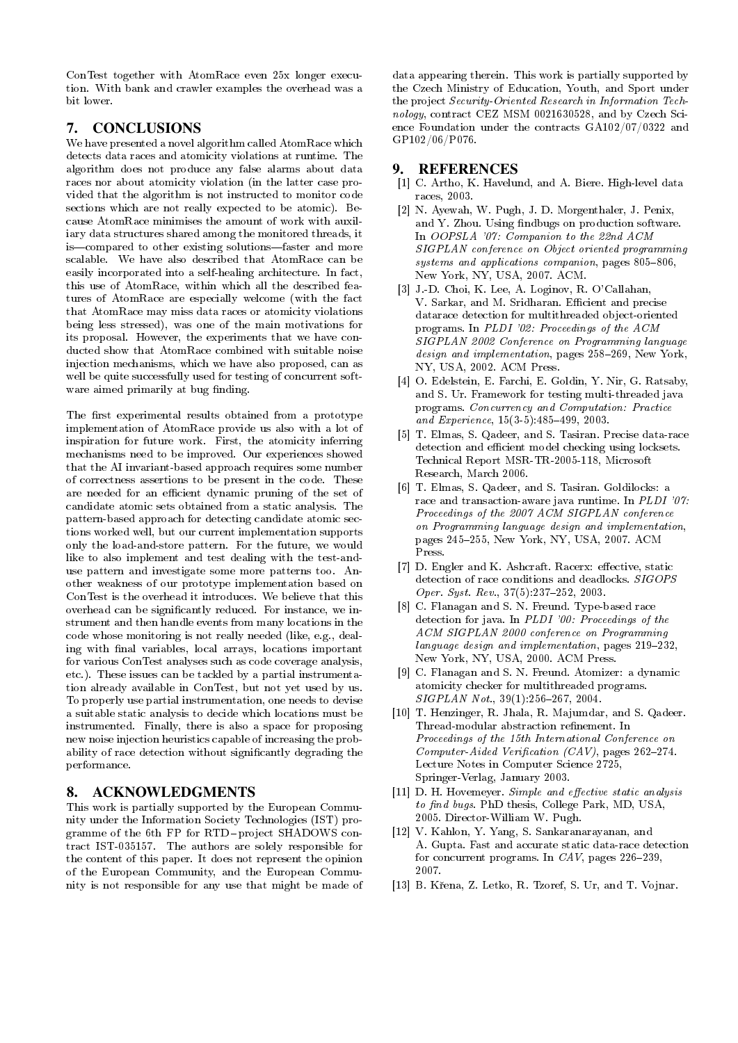ConTest together with AtomRace even 25x longer execution. With bank and crawler examples the overhead was a bit lower.

## 7. CONCLUSIONS

We have presented a novel algorithm called AtomRace which detects data races and atomicity violations at runtime. The algorithm does not produce any false alarms about data races nor about atomicity violation (in the latter case provided that the algorithm is not instructed to monitor code sections which are not really expected to be atomic). Because AtomRace minimises the amount of work with auxiliary data structures shared among the monitored threads, it is—compared to other existing solutions—faster and more scalable. We have also described that AtomRace can be easily incorporated into a self-healing architecture. In fact, this use of AtomRace, within which all the described features of AtomRace are especially welcome (with the fact that AtomRace may miss data races or atomicity violations being less stressed), was one of the main motivations for its proposal. However, the experiments that we have conducted show that AtomRace combined with suitable noise injection mechanisms, which we have also proposed, can as well be quite successfully used for testing of concurrent software aimed primarily at bug finding.

The first experimental results obtained from a prototype implementation of AtomRace provide us also with a lot of inspiration for future work. First, the atomicity inferring mechanisms need to be improved. Our experiences showed that the AI invariant-based approach requires some number of correctness assertions to be present in the code. These are needed for an efficient dynamic pruning of the set of candidate atomic sets obtained from a static analysis. The pattern-based approach for detecting candidate atomic sections worked well, but our current implementation supports only the load-and-store pattern. For the future, we would like to also implement and test dealing with the test-and-use pattern and investigate some more patterns too. Another weakness of our prototype implementation based on ConTest is the overhead it introduces. We believe that this overhead can be significantly reduced. For instance, we instrument and then handle events from many locations in the code whose monitoring is not really needed (like, e.g., dealing with final variables, local arrays, locations important for various ConTest analyses such as code coverage analysis, etc.). These issues can be tackled by a partial instrumentation already available in ConTest, but not yet used by us. To properly use partial instrumentation, one needs to devise a suitable static analysis to decide which locations must be instrumented. Finally, there is also a space for proposing new noise injection heuristics capable of increasing the probability of race detection without significantly degrading the performance.

## 8. ACKNOWLEDGMENTS

This work is partially supported by the European Community under the Information Society Technologies (IST) programme of the 6th FP for RTD – project SHADOWS contract IST-035157. The authors are solely responsible for the content of this paper. It does not represent the opinion of the European Community, and the European Community is not responsible for any use that might be made of data appearing therein. This work is partially supported by the Czech Ministry of Education, Youth, and Sport under the project *Security-Oriented Research in Information Technology*, contract CEZ MSM 0021630528, and by Czech Science Foundation under the contracts GA102/07/0322 and GP102/06/P076.

## 9. REFERENCES

[1] C. Artho, K. Havelund, and A. Biere. High-level data races, 2003.

[2] N. Ayewah, W. Pugh, J. D. Morgenthaler, J. Penix, and Y. Zhou. Using findbugs on production software. In *OOPSLA '07: Companion to the 22nd ACM SIGPLAN conference on Object oriented programming systems and applications companion*, pages 805–806, New York, NY, USA, 2007. ACM.

[3] J.-D. Choi, K. Lee, A. Loginov, R. O'Callahan, V. Sarkar, and M. Sridharan. Efficient and precise datarace detection for multithreaded object-oriented programs. In *PLDI '02: Proceedings of the ACM SIGPLAN 2002 Conference on Programming language design and implementation*, pages 258–269, New York, NY, USA, 2002. ACM Press.

[4] O. Edelstein, E. Farchi, E. Goldin, Y. Nir, G. Ratsaby, and S. Ur. Framework for testing multi-threaded java programs. *Concurrency and Computation: Practice and Experience*, 15(3-5):485–499, 2003.

[5] T. Elmas, S. Qadeer, and S. Tasiran. Precise data-race detection and efficient model checking using locksets. Technical Report MSR-TR-2005-118, Microsoft Research, March 2006.

[6] T. Elmas, S. Qadeer, and S. Tasiran. Goldilocks: a race and transaction-aware java runtime. In *PLDI '07: Proceedings of the 2007 ACM SIGPLAN conference on Programming language design and implementation*, pages 245–255, New York, NY, USA, 2007. ACM Press.

[7] D. Engler and K. Ashcraft. Racerx: effective, static detection of race conditions and deadlocks. *SIGOPS Oper. Syst. Rev.*, 37(5):237–252, 2003.

[8] C. Flanagan and S. N. Freund. Type-based race detection for java. In *PLDI '00: Proceedings of the ACM SIGPLAN 2000 conference on Programming language design and implementation*, pages 219–232, New York, NY, USA, 2000. ACM Press.

[9] C. Flanagan and S. N. Freund. Atomizer: a dynamic atomicity checker for multithreaded programs. *SIGPLAN Not.*, 39(1):256–267, 2004.

[10] T. Henzinger, R. Jhala, R. Majumdar, and S. Qadeer. Thread-modular abstraction refinement. In *Proceedings of the 15th International Conference on Computer-Aided Verification (CAV)*, pages 262–274. Lecture Notes in Computer Science 2725, Springer-Verlag, January 2003.

[11] D. H. Hovemeyer. *Simple and effective static analysis to find bugs*. PhD thesis, College Park, MD, USA, 2005. Director-William W. Pugh.

[12] V. Kahlon, Y. Yang, S. Sankaranarayanan, and A. Gupta. Fast and accurate static data-race detection for concurrent programs. In *CAV*, pages 226–239, 2007.

[13] B. Křena, Z. Letko, R. Tzoref, S. Ur, and T. Vojnar.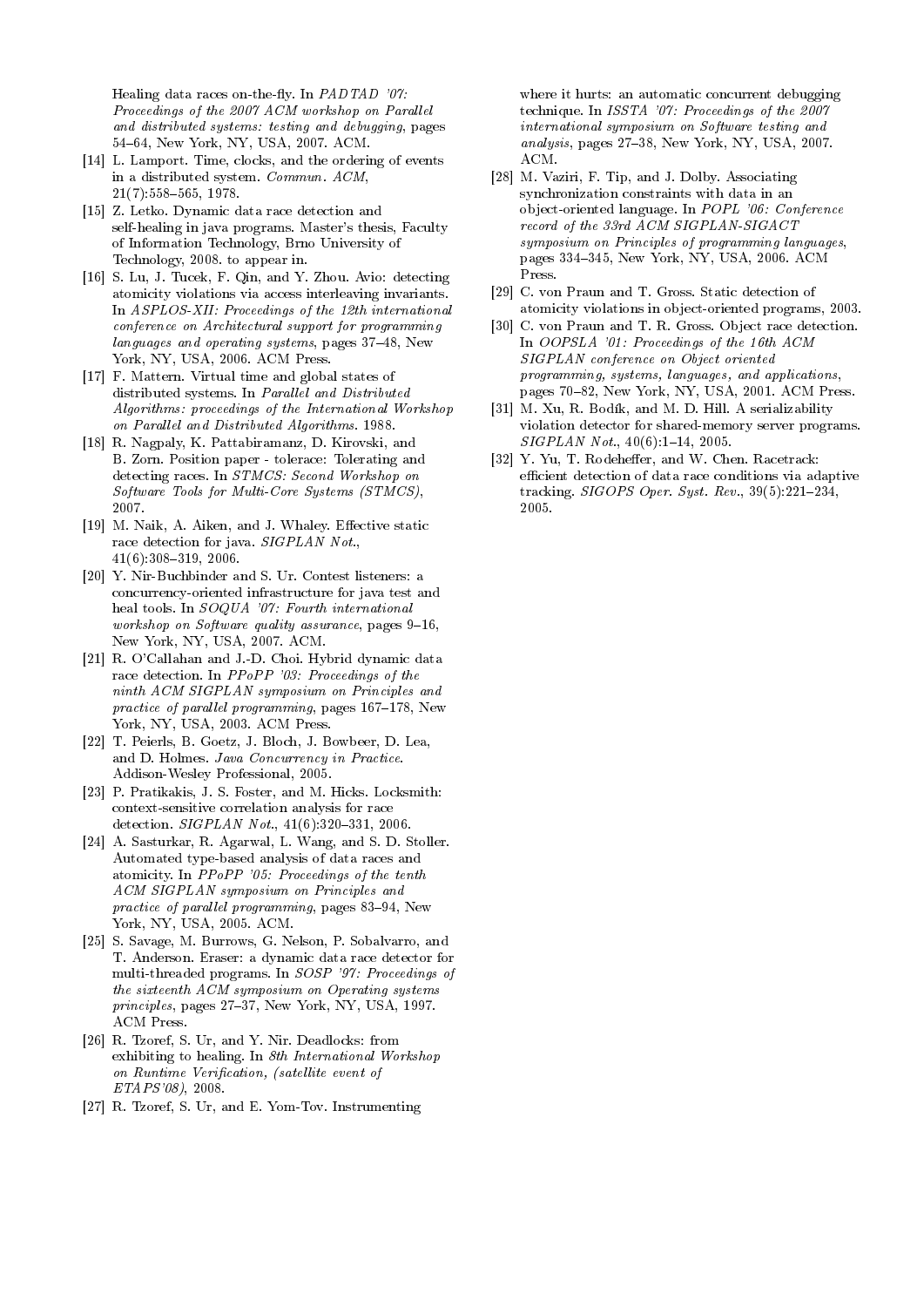Healing data races on-the-fly. In *PADTAD '07: Proceedings of the 2007 ACM workshop on Parallel and distributed systems: testing and debugging*, pages 54–64, New York, NY, USA, 2007. ACM.

[14] L. Lamport. Time, clocks, and the ordering of events in a distributed system. *Commun. ACM*, 21(7):558–565, 1978.

[15] Z. Letko. Dynamic data race detection and self-healing in java programs. Master's thesis, Faculty of Information Technology, Brno University of Technology, 2008. to appear in.

[16] S. Lu, J. Tucek, F. Qin, and Y. Zhou. Avio: detecting atomicity violations via access interleaving invariants. In *ASPLOS-XII: Proceedings of the 12th international conference on Architectural support for programming languages and operating systems*, pages 37–48, New York, NY, USA, 2006. ACM Press.

[17] F. Mattern. Virtual time and global states of distributed systems. In *Parallel and Distributed Algorithms: proceedings of the International Workshop on Parallel and Distributed Algorithms*. 1988.

[18] R. Nagpaly, K. Pattabiramanz, D. Kirovski, and B. Zorn. Position paper - tolerace: Tolerating and detecting races. In *STMCS: Second Workshop on Software Tools for Multi-Core Systems (STMCS)*, 2007.

[19] M. Naik, A. Aiken, and J. Whaley. Effective static race detection for java. *SIGPLAN Not.*, 41(6):308–319, 2006.

[20] Y. Nir-Buchbinder and S. Ur. Contest listeners: a concurrency-oriented infrastructure for java test and heal tools. In *SOQUA '07: Fourth international workshop on Software quality assurance*, pages 9–16, New York, NY, USA, 2007. ACM.

[21] R. O'Callahan and J.-D. Choi. Hybrid dynamic data race detection. In *PPoPP '03: Proceedings of the ninth ACM SIGPLAN symposium on Principles and practice of parallel programming*, pages 167–178, New York, NY, USA, 2003. ACM Press.

[22] T. Peierls, B. Goetz, J. Bloch, J. Bowbeer, D. Lea, and D. Holmes. *Java Concurrency in Practice*. Addison-Wesley Professional, 2005.

[23] P. Pratikakis, J. S. Foster, and M. Hicks. Locksmith: context-sensitive correlation analysis for race detection. *SIGPLAN Not.*, 41(6):320–331, 2006.

[24] A. Sasturkar, R. Agarwal, L. Wang, and S. D. Stoller. Automated type-based analysis of data races and atomicity. In *PPoPP '05: Proceedings of the tenth ACM SIGPLAN symposium on Principles and practice of parallel programming*, pages 83–94, New York, NY, USA, 2005. ACM.

[25] S. Savage, M. Burrows, G. Nelson, P. Sobalvarro, and T. Anderson. Eraser: a dynamic data race detector for multi-threaded programs. In *SOSP '97: Proceedings of the sixteenth ACM symposium on Operating systems principles*, pages 27–37, New York, NY, USA, 1997. ACM Press.

[26] R. Tzoref, S. Ur, and Y. Nir. Deadlocks: from exhibiting to healing. In *8th International Workshop on Runtime Verification, (satellite event of ETAPS'08)*, 2008.

[27] R. Tzoref, S. Ur, and E. Yom-Tov. Instrumenting where it hurts: an automatic concurrent debugging technique. In *ISSTA '07: Proceedings of the 2007 international symposium on Software testing and analysis*, pages 27–38, New York, NY, USA, 2007. ACM.

[28] M. Vaziri, F. Tip, and J. Dolby. Associating synchronization constraints with data in an object-oriented language. In *POPL '06: Conference record of the 33rd ACM SIGPLAN-SIGACT symposium on Principles of programming languages*, pages 334–345, New York, NY, USA, 2006. ACM Press.

[29] C. von Praun and T. Gross. Static detection of atomicity violations in object-oriented programs, 2003.

[30] C. von Praun and T. R. Gross. Object race detection. In *OOPSLA '01: Proceedings of the 16th ACM SIGPLAN conference on Object oriented programming, systems, languages, and applications*, pages 70–82, New York, NY, USA, 2001. ACM Press.

[31] M. Xu, R. Bodík, and M. D. Hill. A serializability violation detector for shared-memory server programs. *SIGPLAN Not.*, 40(6):1–14, 2005.

[32] Y. Yu, T. Rodeheffer, and W. Chen. Racetrack: efficient detection of data race conditions via adaptive tracking. *SIGOPS Oper. Syst. Rev.*, 39(5):221–234, 2005.